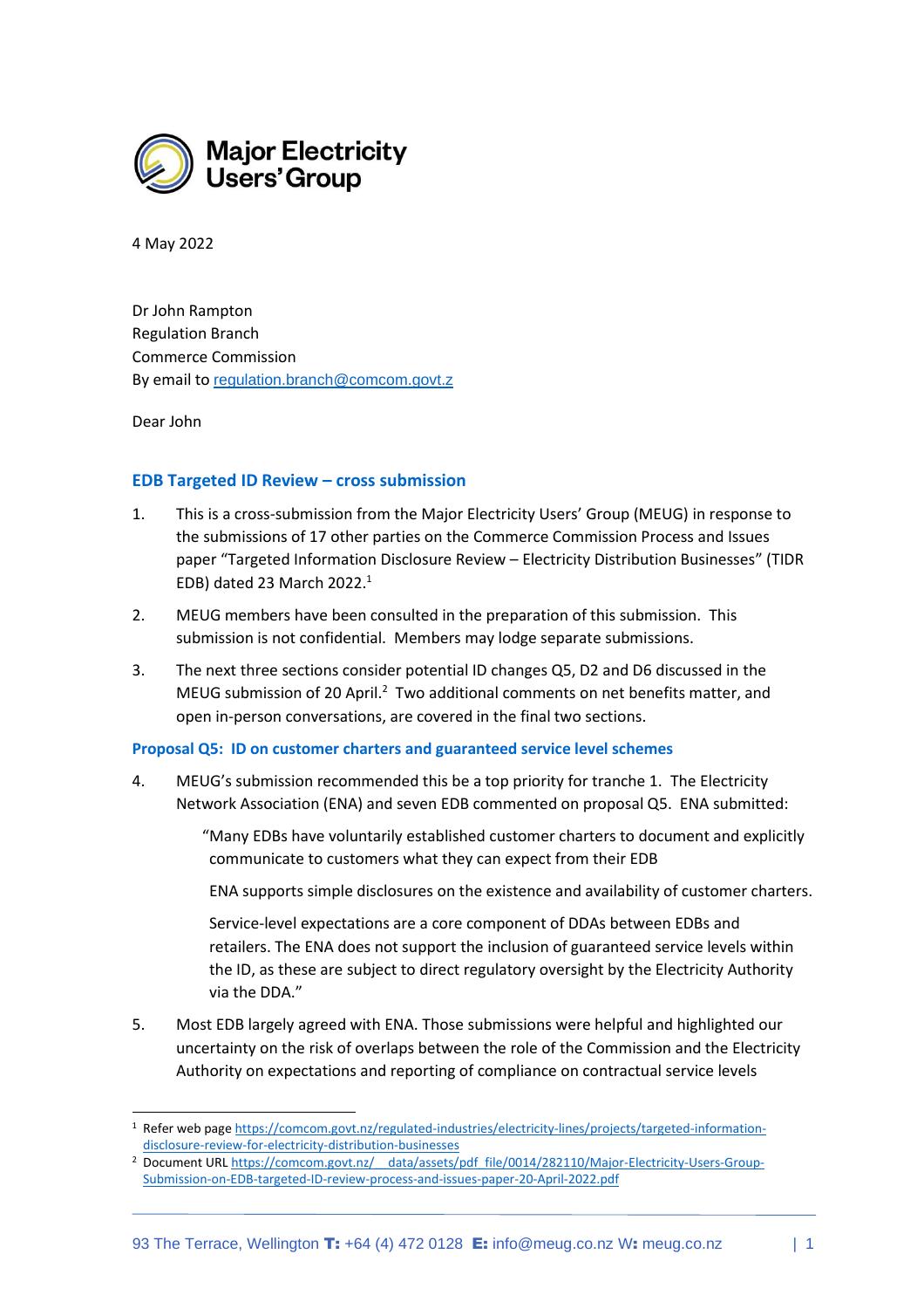Major Electricity Users' Group

4 May 2022

Dr John Rampton
Regulation Branch
Commerce Commission
By email to regulation.branch@comcom.govt.z

Dear John

## EDB Targeted ID Review – cross submission

1. This is a cross-submission from the Major Electricity Users' Group (MEUG) in response to the submissions of 17 other parties on the Commerce Commission Process and Issues paper "Targeted Information Disclosure Review – Electricity Distribution Businesses" (TIDR EDB) dated 23 March 2022.[1]

2. MEUG members have been consulted in the preparation of this submission. This submission is not confidential. Members may lodge separate submissions.

3. The next three sections consider potential ID changes Q5, D2 and D6 discussed in the MEUG submission of 20 April.[2] Two additional comments on net benefits matter, and open in-person conversations, are covered in the final two sections.

### Proposal Q5: ID on customer charters and guaranteed service level schemes

4. MEUG's submission recommended this be a top priority for tranche 1. The Electricity Network Association (ENA) and seven EDB commented on proposal Q5. ENA submitted:

> "Many EDBs have voluntarily established customer charters to document and explicitly communicate to customers what they can expect from their EDB
>
> ENA supports simple disclosures on the existence and availability of customer charters.
>
> Service-level expectations are a core component of DDAs between EDBs and retailers. The ENA does not support the inclusion of guaranteed service levels within the ID, as these are subject to direct regulatory oversight by the Electricity Authority via the DDA."

5. Most EDB largely agreed with ENA. Those submissions were helpful and highlighted our uncertainty on the risk of overlaps between the role of the Commission and the Electricity Authority on expectations and reporting of compliance on contractual service levels

---

[1] Refer web page https://comcom.govt.nz/regulated-industries/electricity-lines/projects/targeted-information-disclosure-review-for-electricity-distribution-businesses

[2] Document URL https://comcom.govt.nz/__data/assets/pdf_file/0014/282110/Major-Electricity-Users-Group-Submission-on-EDB-targeted-ID-review-process-and-issues-paper-20-April-2022.pdf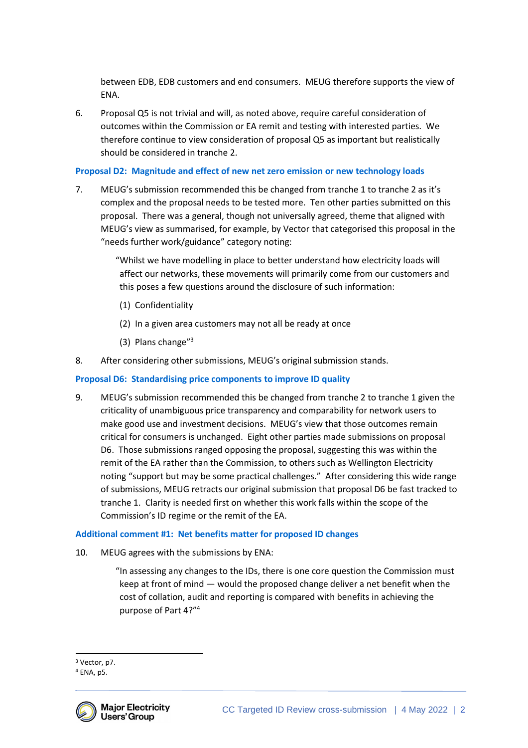between EDB, EDB customers and end consumers. MEUG therefore supports the view of ENA.

6. Proposal Q5 is not trivial and will, as noted above, require careful consideration of outcomes within the Commission or EA remit and testing with interested parties. We therefore continue to view consideration of proposal Q5 as important but realistically should be considered in tranche 2.

### Proposal D2: Magnitude and effect of new net zero emission or new technology loads

7. MEUG's submission recommended this be changed from tranche 1 to tranche 2 as it's complex and the proposal needs to be tested more. Ten other parties submitted on this proposal. There was a general, though not universally agreed, theme that aligned with MEUG's view as summarised, for example, by Vector that categorised this proposal in the "needs further work/guidance" category noting:

   > "Whilst we have modelling in place to better understand how electricity loads will affect our networks, these movements will primarily come from our customers and this poses a few questions around the disclosure of such information:
   >
   > (1) Confidentiality
   >
   > (2) In a given area customers may not all be ready at once
   >
   > (3) Plans change"[3]

8. After considering other submissions, MEUG's original submission stands.

### Proposal D6: Standardising price components to improve ID quality

9. MEUG's submission recommended this be changed from tranche 2 to tranche 1 given the criticality of unambiguous price transparency and comparability for network users to make good use and investment decisions. MEUG's view that those outcomes remain critical for consumers is unchanged. Eight other parties made submissions on proposal D6. Those submissions ranged opposing the proposal, suggesting this was within the remit of the EA rather than the Commission, to others such as Wellington Electricity noting "support but may be some practical challenges." After considering this wide range of submissions, MEUG retracts our original submission that proposal D6 be fast tracked to tranche 1. Clarity is needed first on whether this work falls within the scope of the Commission's ID regime or the remit of the EA.

### Additional comment #1: Net benefits matter for proposed ID changes

10. MEUG agrees with the submissions by ENA:

   > "In assessing any changes to the IDs, there is one core question the Commission must keep at front of mind — would the proposed change deliver a net benefit when the cost of collation, audit and reporting is compared with benefits in achieving the purpose of Part 4?"[4]

---

[3] Vector, p7.

[4] ENA, p5.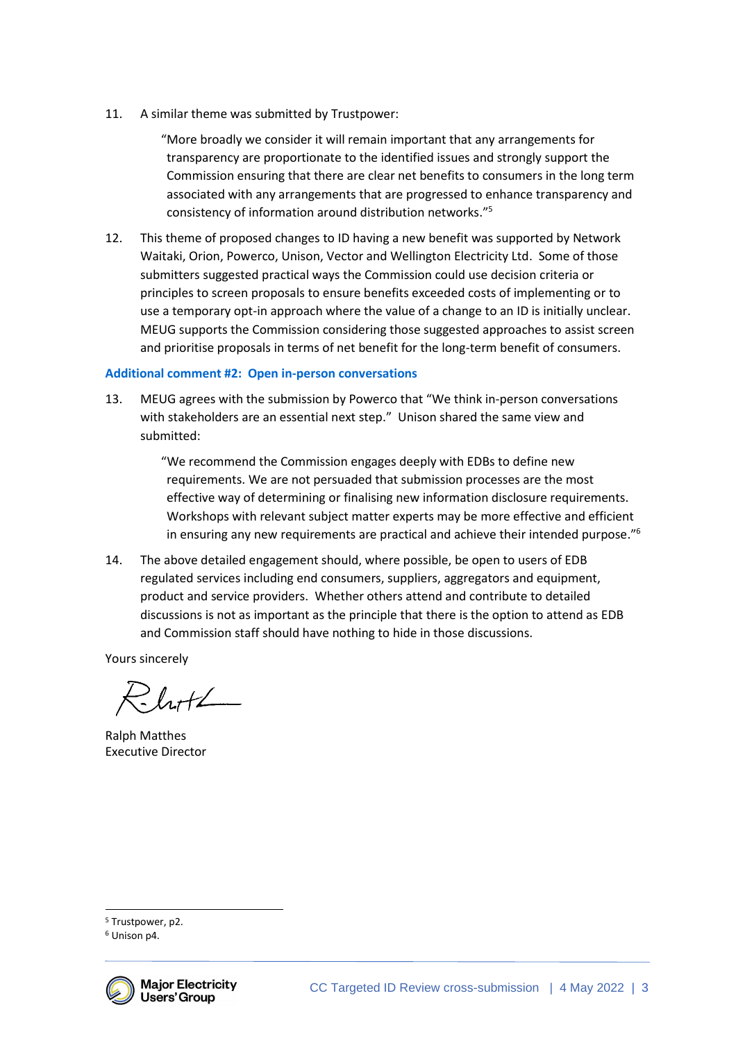11. A similar theme was submitted by Trustpower:

> "More broadly we consider it will remain important that any arrangements for transparency are proportionate to the identified issues and strongly support the Commission ensuring that there are clear net benefits to consumers in the long term associated with any arrangements that are progressed to enhance transparency and consistency of information around distribution networks."[5]

12. This theme of proposed changes to ID having a new benefit was supported by Network Waitaki, Orion, Powerco, Unison, Vector and Wellington Electricity Ltd. Some of those submitters suggested practical ways the Commission could use decision criteria or principles to screen proposals to ensure benefits exceeded costs of implementing or to use a temporary opt-in approach where the value of a change to an ID is initially unclear. MEUG supports the Commission considering those suggested approaches to assist screen and prioritise proposals in terms of net benefit for the long-term benefit of consumers.

### Additional comment #2: Open in-person conversations

13. MEUG agrees with the submission by Powerco that "We think in-person conversations with stakeholders are an essential next step." Unison shared the same view and submitted:

> "We recommend the Commission engages deeply with EDBs to define new requirements. We are not persuaded that submission processes are the most effective way of determining or finalising new information disclosure requirements. Workshops with relevant subject matter experts may be more effective and efficient in ensuring any new requirements are practical and achieve their intended purpose."[6]

14. The above detailed engagement should, where possible, be open to users of EDB regulated services including end consumers, suppliers, aggregators and equipment, product and service providers. Whether others attend and contribute to detailed discussions is not as important as the principle that there is the option to attend as EDB and Commission staff should have nothing to hide in those discussions.

Yours sincerely

Ralph Matthes
Executive Director

---

[5] Trustpower, p2.

[6] Unison p4.